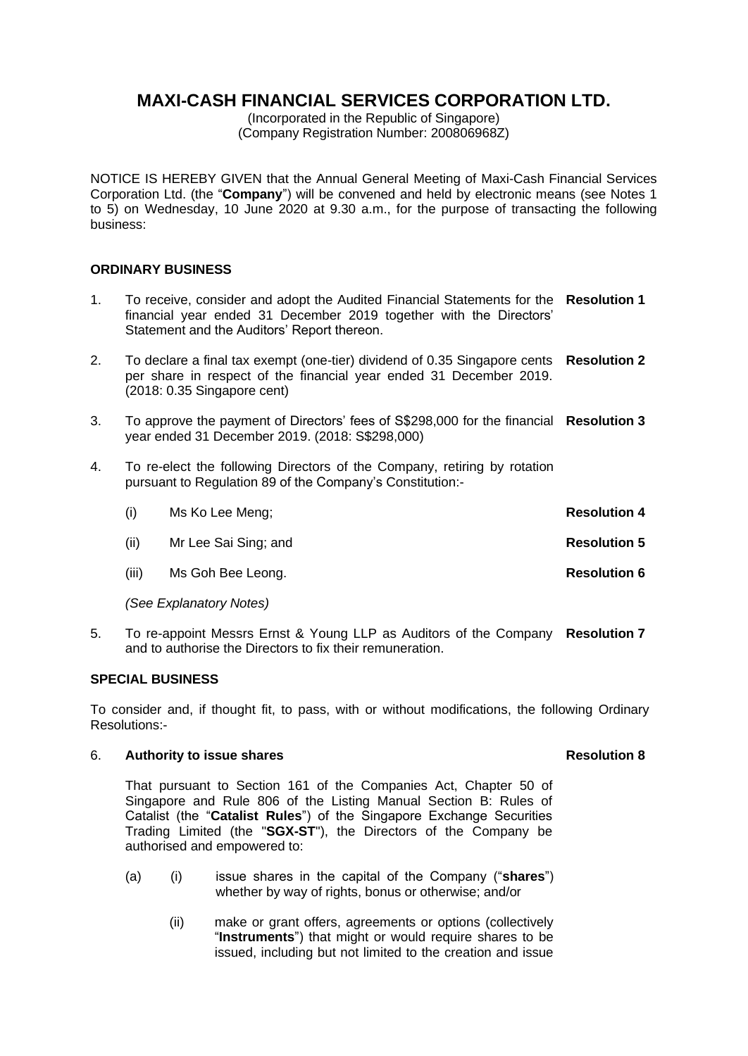# MAXI-CASH FINANCIAL SERVICES CORPORATION LTD.

(Incorporated in the Republic of Singapore)
(Company Registration Number: 200806968Z)

NOTICE IS HEREBY GIVEN that the Annual General Meeting of Maxi-Cash Financial Services Corporation Ltd. (the "**Company**") will be convened and held by electronic means (see Notes 1 to 5) on Wednesday, 10 June 2020 at 9.30 a.m., for the purpose of transacting the following business:

## ORDINARY BUSINESS

1. To receive, consider and adopt the Audited Financial Statements for the financial year ended 31 December 2019 together with the Directors' Statement and the Auditors' Report thereon. **Resolution 1**

2. To declare a final tax exempt (one-tier) dividend of 0.35 Singapore cents per share in respect of the financial year ended 31 December 2019. (2018: 0.35 Singapore cent) **Resolution 2**

3. To approve the payment of Directors' fees of S$298,000 for the financial year ended 31 December 2019. (2018: S$298,000) **Resolution 3**

4. To re-elect the following Directors of the Company, retiring by rotation pursuant to Regulation 89 of the Company's Constitution:-

   (i) Ms Ko Lee Meng; **Resolution 4**

   (ii) Mr Lee Sai Sing; and **Resolution 5**

   (iii) Ms Goh Bee Leong. **Resolution 6**

   *(See Explanatory Notes)*

5. To re-appoint Messrs Ernst & Young LLP as Auditors of the Company and to authorise the Directors to fix their remuneration. **Resolution 7**

## SPECIAL BUSINESS

To consider and, if thought fit, to pass, with or without modifications, the following Ordinary Resolutions:-

6. **Authority to issue shares** **Resolution 8**

   That pursuant to Section 161 of the Companies Act, Chapter 50 of Singapore and Rule 806 of the Listing Manual Section B: Rules of Catalist (the "**Catalist Rules**") of the Singapore Exchange Securities Trading Limited (the "**SGX-ST**"), the Directors of the Company be authorised and empowered to:

   (a) (i) issue shares in the capital of the Company ("**shares**") whether by way of rights, bonus or otherwise; and/or

   (ii) make or grant offers, agreements or options (collectively "**Instruments**") that might or would require shares to be issued, including but not limited to the creation and issue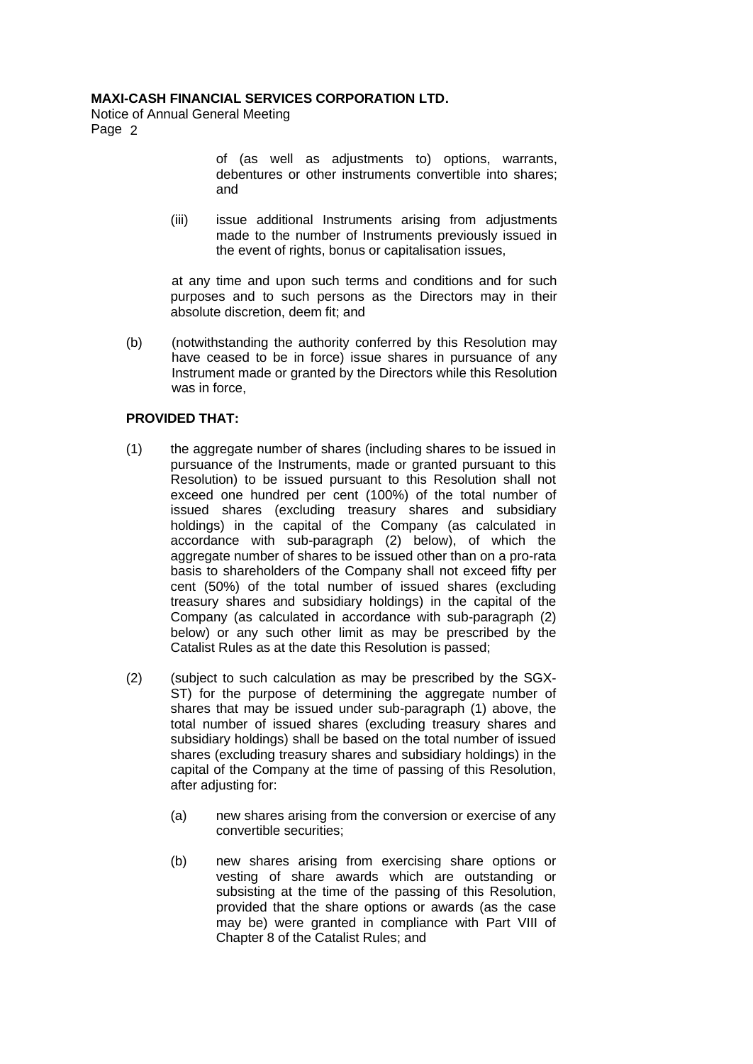of (as well as adjustments to) options, warrants, debentures or other instruments convertible into shares; and

(iii) issue additional Instruments arising from adjustments made to the number of Instruments previously issued in the event of rights, bonus or capitalisation issues,

at any time and upon such terms and conditions and for such purposes and to such persons as the Directors may in their absolute discretion, deem fit; and

(b) (notwithstanding the authority conferred by this Resolution may have ceased to be in force) issue shares in pursuance of any Instrument made or granted by the Directors while this Resolution was in force,

**PROVIDED THAT:**

(1) the aggregate number of shares (including shares to be issued in pursuance of the Instruments, made or granted pursuant to this Resolution) to be issued pursuant to this Resolution shall not exceed one hundred per cent (100%) of the total number of issued shares (excluding treasury shares and subsidiary holdings) in the capital of the Company (as calculated in accordance with sub-paragraph (2) below), of which the aggregate number of shares to be issued other than on a pro-rata basis to shareholders of the Company shall not exceed fifty per cent (50%) of the total number of issued shares (excluding treasury shares and subsidiary holdings) in the capital of the Company (as calculated in accordance with sub-paragraph (2) below) or any such other limit as may be prescribed by the Catalist Rules as at the date this Resolution is passed;

(2) (subject to such calculation as may be prescribed by the SGX-ST) for the purpose of determining the aggregate number of shares that may be issued under sub-paragraph (1) above, the total number of issued shares (excluding treasury shares and subsidiary holdings) shall be based on the total number of issued shares (excluding treasury shares and subsidiary holdings) in the capital of the Company at the time of passing of this Resolution, after adjusting for:

(a) new shares arising from the conversion or exercise of any convertible securities;

(b) new shares arising from exercising share options or vesting of share awards which are outstanding or subsisting at the time of the passing of this Resolution, provided that the share options or awards (as the case may be) were granted in compliance with Part VIII of Chapter 8 of the Catalist Rules; and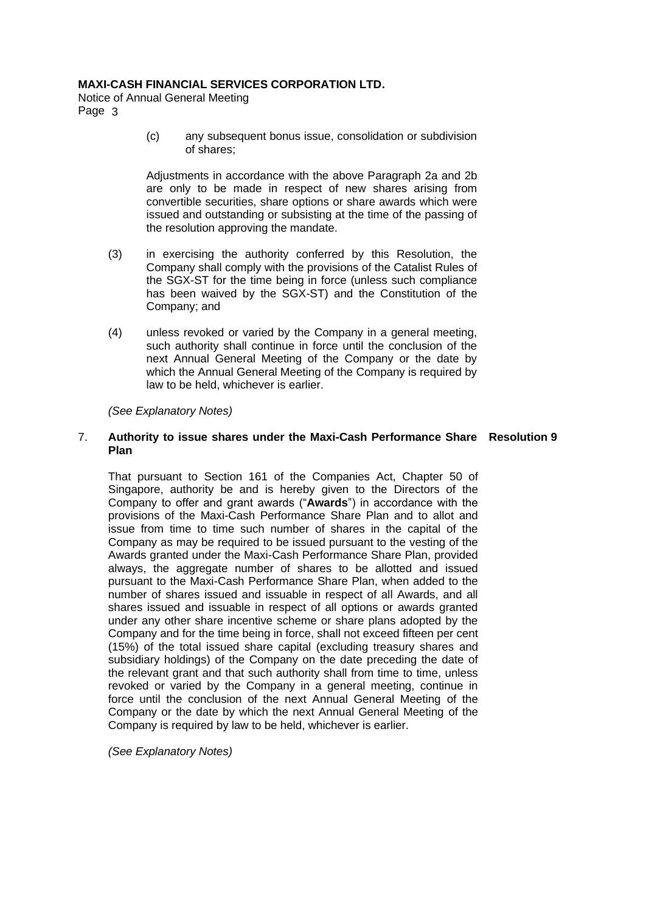(c) any subsequent bonus issue, consolidation or subdivision of shares;

Adjustments in accordance with the above Paragraph 2a and 2b are only to be made in respect of new shares arising from convertible securities, share options or share awards which were issued and outstanding or subsisting at the time of the passing of the resolution approving the mandate.

(3) in exercising the authority conferred by this Resolution, the Company shall comply with the provisions of the Catalist Rules of the SGX-ST for the time being in force (unless such compliance has been waived by the SGX-ST) and the Constitution of the Company; and

(4) unless revoked or varied by the Company in a general meeting, such authority shall continue in force until the conclusion of the next Annual General Meeting of the Company or the date by which the Annual General Meeting of the Company is required by law to be held, whichever is earlier.

*(See Explanatory Notes)*

7. **Authority to issue shares under the Maxi-Cash Performance Share Plan** **Resolution 9**

That pursuant to Section 161 of the Companies Act, Chapter 50 of Singapore, authority be and is hereby given to the Directors of the Company to offer and grant awards ("**Awards**") in accordance with the provisions of the Maxi-Cash Performance Share Plan and to allot and issue from time to time such number of shares in the capital of the Company as may be required to be issued pursuant to the vesting of the Awards granted under the Maxi-Cash Performance Share Plan, provided always, the aggregate number of shares to be allotted and issued pursuant to the Maxi-Cash Performance Share Plan, when added to the number of shares issued and issuable in respect of all Awards, and all shares issued and issuable in respect of all options or awards granted under any other share incentive scheme or share plans adopted by the Company and for the time being in force, shall not exceed fifteen per cent (15%) of the total issued share capital (excluding treasury shares and subsidiary holdings) of the Company on the date preceding the date of the relevant grant and that such authority shall from time to time, unless revoked or varied by the Company in a general meeting, continue in force until the conclusion of the next Annual General Meeting of the Company or the date by which the next Annual General Meeting of the Company is required by law to be held, whichever is earlier.

*(See Explanatory Notes)*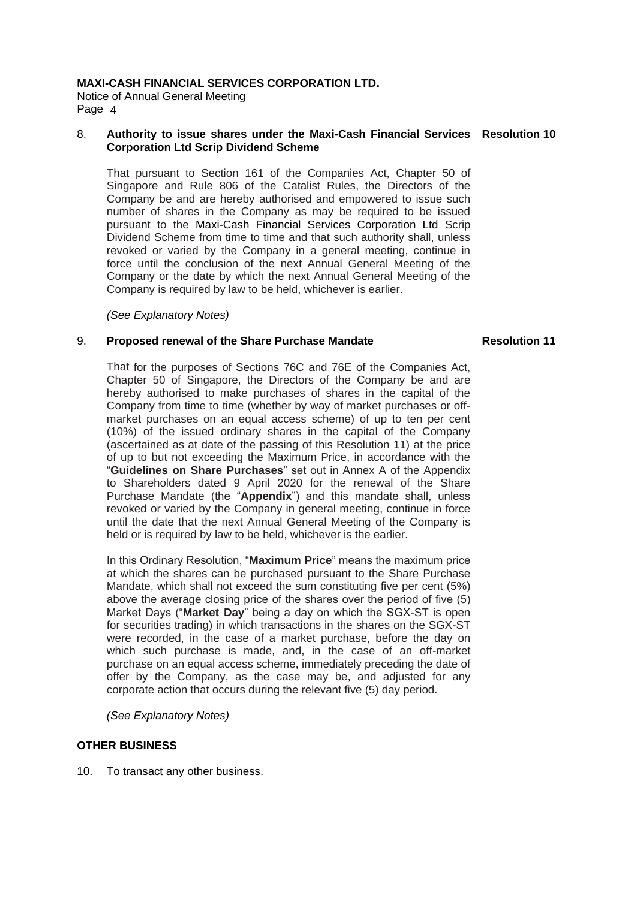8. **Authority to issue shares under the Maxi-Cash Financial Services Corporation Ltd Scrip Dividend Scheme** **Resolution 10**

That pursuant to Section 161 of the Companies Act, Chapter 50 of Singapore and Rule 806 of the Catalist Rules, the Directors of the Company be and are hereby authorised and empowered to issue such number of shares in the Company as may be required to be issued pursuant to the Maxi-Cash Financial Services Corporation Ltd Scrip Dividend Scheme from time to time and that such authority shall, unless revoked or varied by the Company in a general meeting, continue in force until the conclusion of the next Annual General Meeting of the Company or the date by which the next Annual General Meeting of the Company is required by law to be held, whichever is earlier.

*(See Explanatory Notes)*

9. **Proposed renewal of the Share Purchase Mandate** **Resolution 11**

That for the purposes of Sections 76C and 76E of the Companies Act, Chapter 50 of Singapore, the Directors of the Company be and are hereby authorised to make purchases of shares in the capital of the Company from time to time (whether by way of market purchases or off-market purchases on an equal access scheme) of up to ten per cent (10%) of the issued ordinary shares in the capital of the Company (ascertained as at date of the passing of this Resolution 11) at the price of up to but not exceeding the Maximum Price, in accordance with the "**Guidelines on Share Purchases**" set out in Annex A of the Appendix to Shareholders dated 9 April 2020 for the renewal of the Share Purchase Mandate (the "**Appendix**") and this mandate shall, unless revoked or varied by the Company in general meeting, continue in force until the date that the next Annual General Meeting of the Company is held or is required by law to be held, whichever is the earlier.

In this Ordinary Resolution, "**Maximum Price**" means the maximum price at which the shares can be purchased pursuant to the Share Purchase Mandate, which shall not exceed the sum constituting five per cent (5%) above the average closing price of the shares over the period of five (5) Market Days ("**Market Day**" being a day on which the SGX-ST is open for securities trading) in which transactions in the shares on the SGX-ST were recorded, in the case of a market purchase, before the day on which such purchase is made, and, in the case of an off-market purchase on an equal access scheme, immediately preceding the date of offer by the Company, as the case may be, and adjusted for any corporate action that occurs during the relevant five (5) day period.

*(See Explanatory Notes)*

**OTHER BUSINESS**

10. To transact any other business.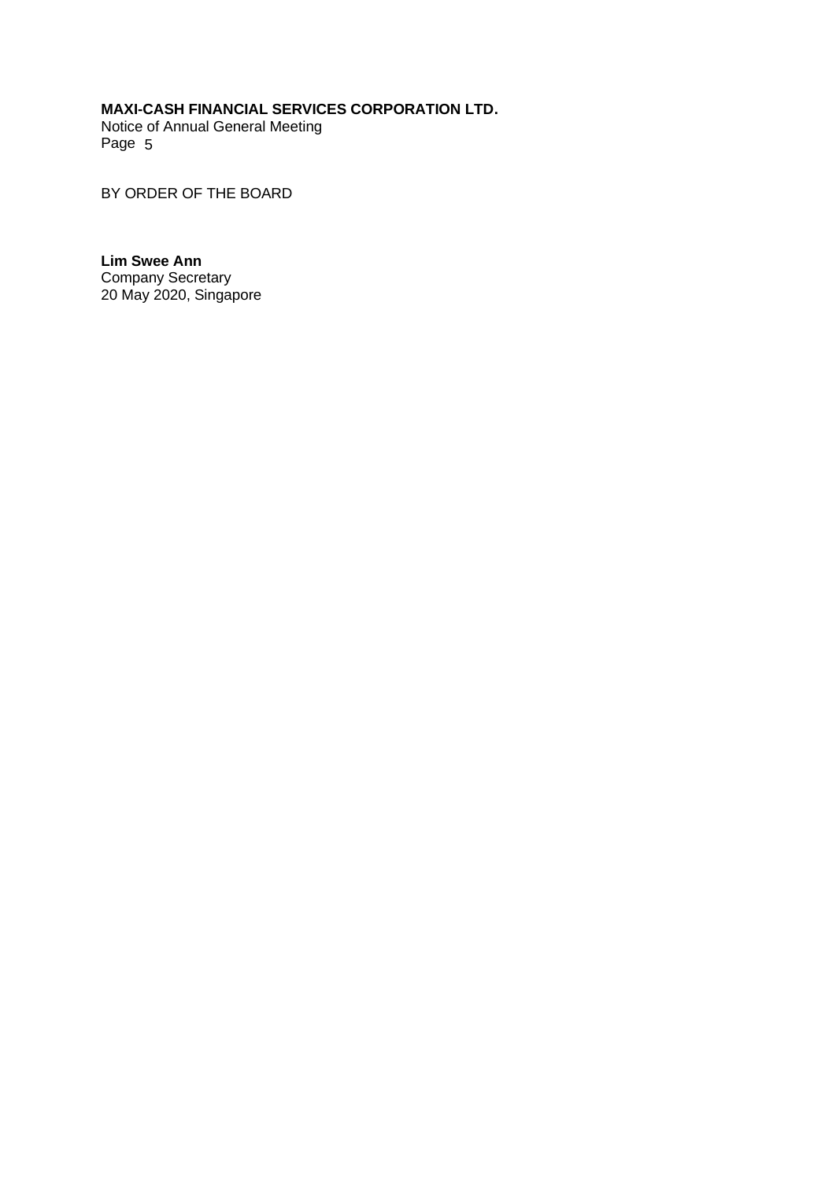BY ORDER OF THE BOARD

**Lim Swee Ann**
Company Secretary
20 May 2020, Singapore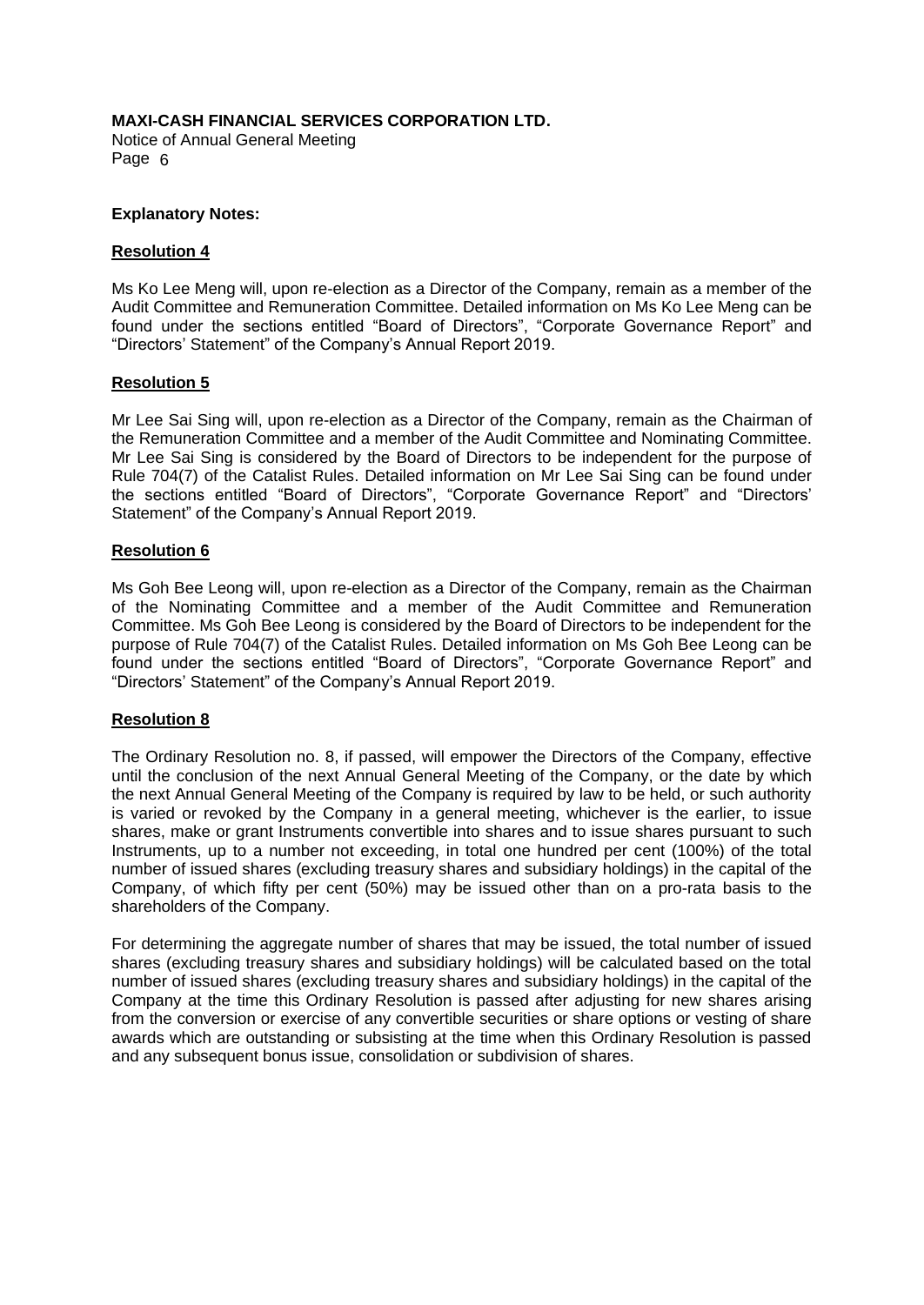**Explanatory Notes:**

**Resolution 4**

Ms Ko Lee Meng will, upon re-election as a Director of the Company, remain as a member of the Audit Committee and Remuneration Committee. Detailed information on Ms Ko Lee Meng can be found under the sections entitled "Board of Directors", "Corporate Governance Report" and "Directors' Statement" of the Company's Annual Report 2019.

**Resolution 5**

Mr Lee Sai Sing will, upon re-election as a Director of the Company, remain as the Chairman of the Remuneration Committee and a member of the Audit Committee and Nominating Committee. Mr Lee Sai Sing is considered by the Board of Directors to be independent for the purpose of Rule 704(7) of the Catalist Rules. Detailed information on Mr Lee Sai Sing can be found under the sections entitled "Board of Directors", "Corporate Governance Report" and "Directors' Statement" of the Company's Annual Report 2019.

**Resolution 6**

Ms Goh Bee Leong will, upon re-election as a Director of the Company, remain as the Chairman of the Nominating Committee and a member of the Audit Committee and Remuneration Committee. Ms Goh Bee Leong is considered by the Board of Directors to be independent for the purpose of Rule 704(7) of the Catalist Rules. Detailed information on Ms Goh Bee Leong can be found under the sections entitled "Board of Directors", "Corporate Governance Report" and "Directors' Statement" of the Company's Annual Report 2019.

**Resolution 8**

The Ordinary Resolution no. 8, if passed, will empower the Directors of the Company, effective until the conclusion of the next Annual General Meeting of the Company, or the date by which the next Annual General Meeting of the Company is required by law to be held, or such authority is varied or revoked by the Company in a general meeting, whichever is the earlier, to issue shares, make or grant Instruments convertible into shares and to issue shares pursuant to such Instruments, up to a number not exceeding, in total one hundred per cent (100%) of the total number of issued shares (excluding treasury shares and subsidiary holdings) in the capital of the Company, of which fifty per cent (50%) may be issued other than on a pro-rata basis to the shareholders of the Company.

For determining the aggregate number of shares that may be issued, the total number of issued shares (excluding treasury shares and subsidiary holdings) will be calculated based on the total number of issued shares (excluding treasury shares and subsidiary holdings) in the capital of the Company at the time this Ordinary Resolution is passed after adjusting for new shares arising from the conversion or exercise of any convertible securities or share options or vesting of share awards which are outstanding or subsisting at the time when this Ordinary Resolution is passed and any subsequent bonus issue, consolidation or subdivision of shares.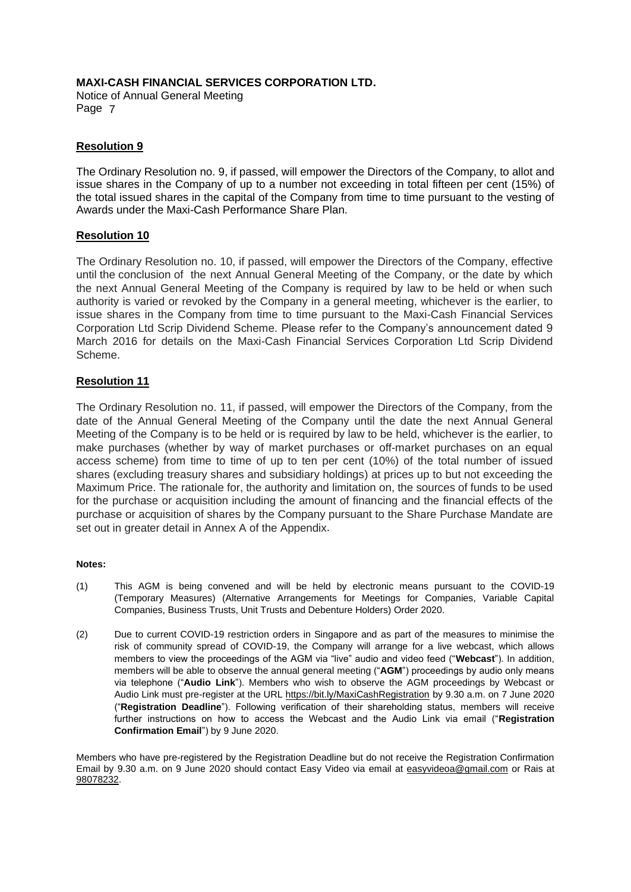**Resolution 9**

The Ordinary Resolution no. 9, if passed, will empower the Directors of the Company, to allot and issue shares in the Company of up to a number not exceeding in total fifteen per cent (15%) of the total issued shares in the capital of the Company from time to time pursuant to the vesting of Awards under the Maxi-Cash Performance Share Plan.

**Resolution 10**

The Ordinary Resolution no. 10, if passed, will empower the Directors of the Company, effective until the conclusion of the next Annual General Meeting of the Company, or the date by which the next Annual General Meeting of the Company is required by law to be held or when such authority is varied or revoked by the Company in a general meeting, whichever is the earlier, to issue shares in the Company from time to time pursuant to the Maxi-Cash Financial Services Corporation Ltd Scrip Dividend Scheme. Please refer to the Company's announcement dated 9 March 2016 for details on the Maxi-Cash Financial Services Corporation Ltd Scrip Dividend Scheme.

**Resolution 11**

The Ordinary Resolution no. 11, if passed, will empower the Directors of the Company, from the date of the Annual General Meeting of the Company until the date the next Annual General Meeting of the Company is to be held or is required by law to be held, whichever is the earlier, to make purchases (whether by way of market purchases or off-market purchases on an equal access scheme) from time to time of up to ten per cent (10%) of the total number of issued shares (excluding treasury shares and subsidiary holdings) at prices up to but not exceeding the Maximum Price. The rationale for, the authority and limitation on, the sources of funds to be used for the purchase or acquisition including the amount of financing and the financial effects of the purchase or acquisition of shares by the Company pursuant to the Share Purchase Mandate are set out in greater detail in Annex A of the Appendix.

**Notes:**

(1) This AGM is being convened and will be held by electronic means pursuant to the COVID-19 (Temporary Measures) (Alternative Arrangements for Meetings for Companies, Variable Capital Companies, Business Trusts, Unit Trusts and Debenture Holders) Order 2020.

(2) Due to current COVID-19 restriction orders in Singapore and as part of the measures to minimise the risk of community spread of COVID-19, the Company will arrange for a live webcast, which allows members to view the proceedings of the AGM via "live" audio and video feed ("**Webcast**"). In addition, members will be able to observe the annual general meeting ("**AGM**") proceedings by audio only means via telephone ("**Audio Link**"). Members who wish to observe the AGM proceedings by Webcast or Audio Link must pre-register at the URL https://bit.ly/MaxiCashRegistration by 9.30 a.m. on 7 June 2020 ("**Registration Deadline**"). Following verification of their shareholding status, members will receive further instructions on how to access the Webcast and the Audio Link via email ("**Registration Confirmation Email**") by 9 June 2020.

Members who have pre-registered by the Registration Deadline but do not receive the Registration Confirmation Email by 9.30 a.m. on 9 June 2020 should contact Easy Video via email at easyvideoa@gmail.com or Rais at 98078232.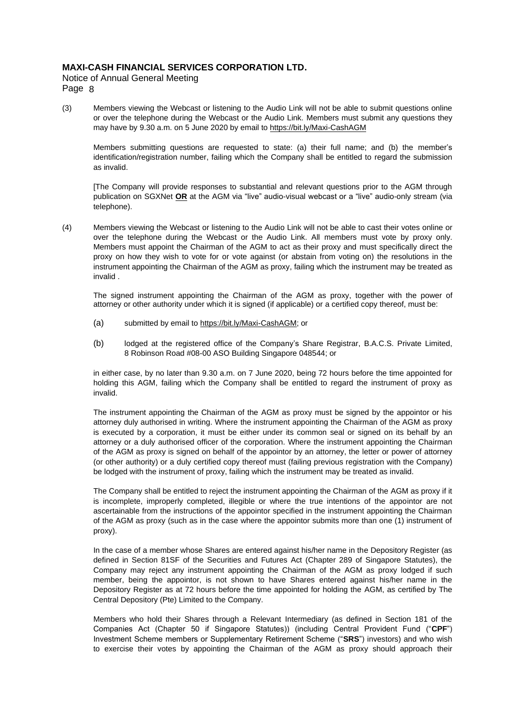(3) Members viewing the Webcast or listening to the Audio Link will not be able to submit questions online or over the telephone during the Webcast or the Audio Link. Members must submit any questions they may have by 9.30 a.m. on 5 June 2020 by email to https://bit.ly/Maxi-CashAGM

Members submitting questions are requested to state: (a) their full name; and (b) the member's identification/registration number, failing which the Company shall be entitled to regard the submission as invalid.

[The Company will provide responses to substantial and relevant questions prior to the AGM through publication on SGXNet **OR** at the AGM via "live" audio-visual webcast or a "live" audio-only stream (via telephone).

(4) Members viewing the Webcast or listening to the Audio Link will not be able to cast their votes online or over the telephone during the Webcast or the Audio Link. All members must vote by proxy only. Members must appoint the Chairman of the AGM to act as their proxy and must specifically direct the proxy on how they wish to vote for or vote against (or abstain from voting on) the resolutions in the instrument appointing the Chairman of the AGM as proxy, failing which the instrument may be treated as invalid .

The signed instrument appointing the Chairman of the AGM as proxy, together with the power of attorney or other authority under which it is signed (if applicable) or a certified copy thereof, must be:

(a) submitted by email to https://bit.ly/Maxi-CashAGM; or

(b) lodged at the registered office of the Company's Share Registrar, B.A.C.S. Private Limited, 8 Robinson Road #08-00 ASO Building Singapore 048544; or

in either case, by no later than 9.30 a.m. on 7 June 2020, being 72 hours before the time appointed for holding this AGM, failing which the Company shall be entitled to regard the instrument of proxy as invalid.

The instrument appointing the Chairman of the AGM as proxy must be signed by the appointor or his attorney duly authorised in writing. Where the instrument appointing the Chairman of the AGM as proxy is executed by a corporation, it must be either under its common seal or signed on its behalf by an attorney or a duly authorised officer of the corporation. Where the instrument appointing the Chairman of the AGM as proxy is signed on behalf of the appointor by an attorney, the letter or power of attorney (or other authority) or a duly certified copy thereof must (failing previous registration with the Company) be lodged with the instrument of proxy, failing which the instrument may be treated as invalid.

The Company shall be entitled to reject the instrument appointing the Chairman of the AGM as proxy if it is incomplete, improperly completed, illegible or where the true intentions of the appointor are not ascertainable from the instructions of the appointor specified in the instrument appointing the Chairman of the AGM as proxy (such as in the case where the appointor submits more than one (1) instrument of proxy).

In the case of a member whose Shares are entered against his/her name in the Depository Register (as defined in Section 81SF of the Securities and Futures Act (Chapter 289 of Singapore Statutes), the Company may reject any instrument appointing the Chairman of the AGM as proxy lodged if such member, being the appointor, is not shown to have Shares entered against his/her name in the Depository Register as at 72 hours before the time appointed for holding the AGM, as certified by The Central Depository (Pte) Limited to the Company.

Members who hold their Shares through a Relevant Intermediary (as defined in Section 181 of the Companies Act (Chapter 50 if Singapore Statutes)) (including Central Provident Fund ("**CPF**") Investment Scheme members or Supplementary Retirement Scheme ("**SRS**") investors) and who wish to exercise their votes by appointing the Chairman of the AGM as proxy should approach their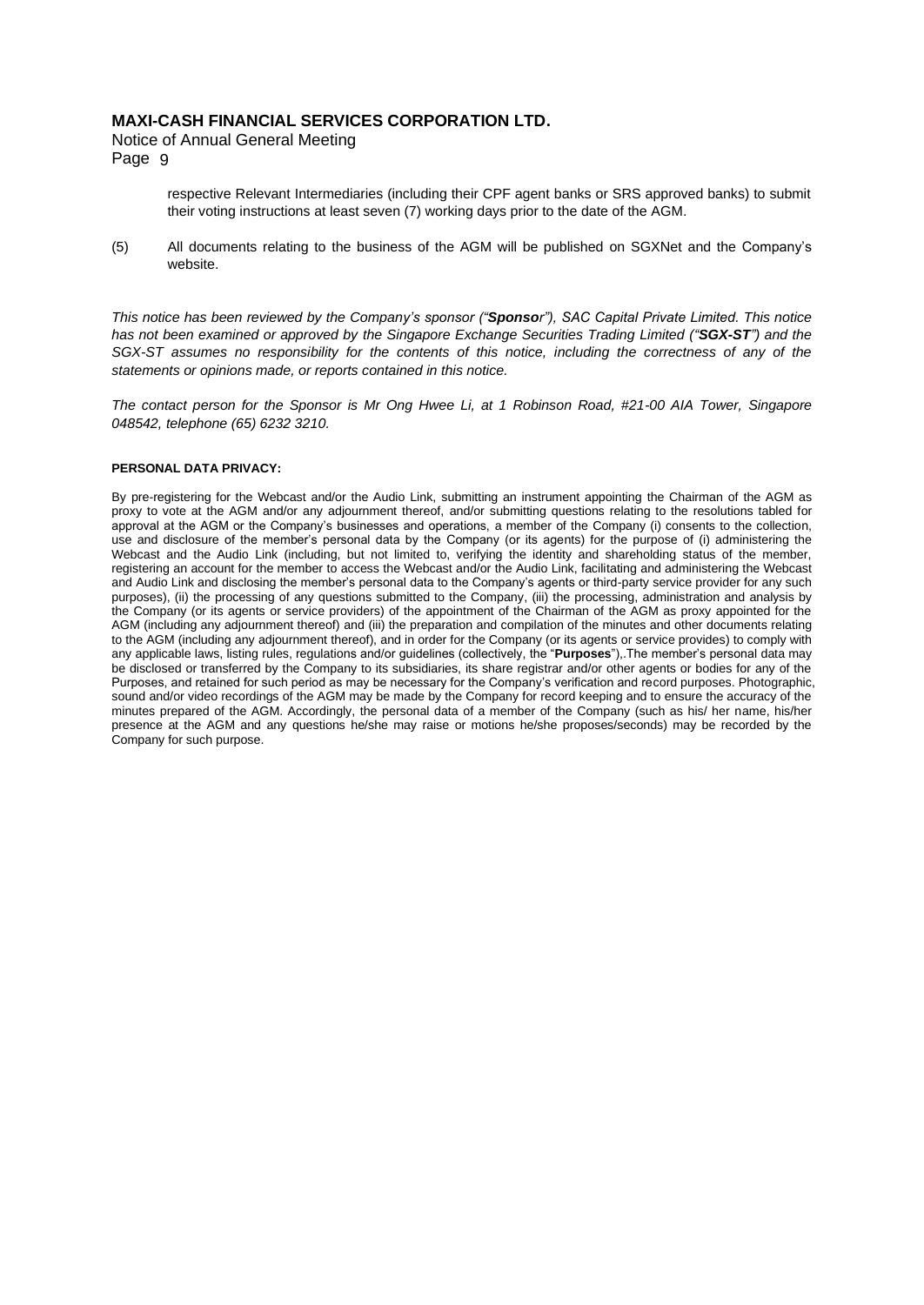respective Relevant Intermediaries (including their CPF agent banks or SRS approved banks) to submit their voting instructions at least seven (7) working days prior to the date of the AGM.

(5) All documents relating to the business of the AGM will be published on SGXNet and the Company's website.

*This notice has been reviewed by the Company's sponsor ("**Sponsor**"), SAC Capital Private Limited. This notice has not been examined or approved by the Singapore Exchange Securities Trading Limited ("**SGX-ST**") and the SGX-ST assumes no responsibility for the contents of this notice, including the correctness of any of the statements or opinions made, or reports contained in this notice.*

*The contact person for the Sponsor is Mr Ong Hwee Li, at 1 Robinson Road, #21-00 AIA Tower, Singapore 048542, telephone (65) 6232 3210.*

**PERSONAL DATA PRIVACY:**

By pre-registering for the Webcast and/or the Audio Link, submitting an instrument appointing the Chairman of the AGM as proxy to vote at the AGM and/or any adjournment thereof, and/or submitting questions relating to the resolutions tabled for approval at the AGM or the Company's businesses and operations, a member of the Company (i) consents to the collection, use and disclosure of the member's personal data by the Company (or its agents) for the purpose of (i) administering the Webcast and the Audio Link (including, but not limited to, verifying the identity and shareholding status of the member, registering an account for the member to access the Webcast and/or the Audio Link, facilitating and administering the Webcast and Audio Link and disclosing the member's personal data to the Company's agents or third-party service provider for any such purposes), (ii) the processing of any questions submitted to the Company, (iii) the processing, administration and analysis by the Company (or its agents or service providers) of the appointment of the Chairman of the AGM as proxy appointed for the AGM (including any adjournment thereof) and (iii) the preparation and compilation of the minutes and other documents relating to the AGM (including any adjournment thereof), and in order for the Company (or its agents or service provides) to comply with any applicable laws, listing rules, regulations and/or guidelines (collectively, the "**Purposes**"),.The member's personal data may be disclosed or transferred by the Company to its subsidiaries, its share registrar and/or other agents or bodies for any of the Purposes, and retained for such period as may be necessary for the Company's verification and record purposes. Photographic, sound and/or video recordings of the AGM may be made by the Company for record keeping and to ensure the accuracy of the minutes prepared of the AGM. Accordingly, the personal data of a member of the Company (such as his/ her name, his/her presence at the AGM and any questions he/she may raise or motions he/she proposes/seconds) may be recorded by the Company for such purpose.